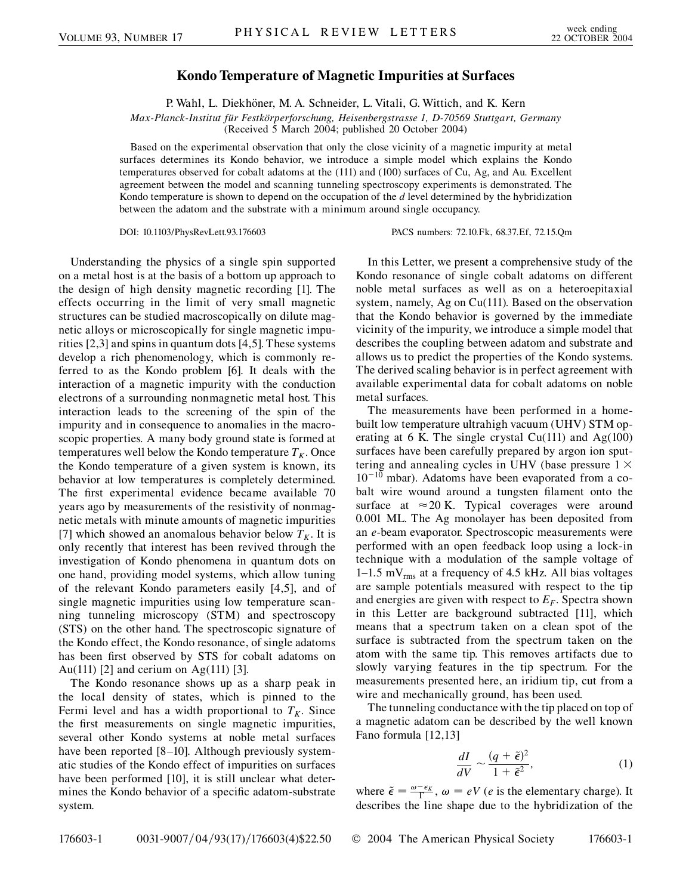# Kondo Temperature of Magnetic Impurities at Surfaces

P. Wahl, L. Diekhöner, M. A. Schneider, L. Vitali, G. Wittich, and K. Kern

*Max-Planck-Institut für Festkörperforschung, Heisenbergstrasse 1, D-70569 Stuttgart, Germany*

(Received 5 March 2004; published 20 October 2004)

Based on the experimental observation that only the close vicinity of a magnetic impurity at metal surfaces determines its Kondo behavior, we introduce a simple model which explains the Kondo temperatures observed for cobalt adatoms at the (111) and (100) surfaces of Cu, Ag, and Au. Excellent agreement between the model and scanning tunneling spectroscopy experiments is demonstrated. The Kondo temperature is shown to depend on the occupation of the *d* level determined by the hybridization between the adatom and the substrate with a minimum around single occupancy.

DOI: 10.1103/PhysRevLett.93.176603    PACS numbers: 72.10.Fk, 68.37.Ef, 72.15.Qm

Understanding the physics of a single spin supported on a metal host is at the basis of a bottom up approach to the design of high density magnetic recording [1]. The effects occurring in the limit of very small magnetic structures can be studied macroscopically on dilute magnetic alloys or microscopically for single magnetic impurities [2,3] and spins in quantum dots [4,5]. These systems develop a rich phenomenology, which is commonly referred to as the Kondo problem [6]. It deals with the interaction of a magnetic impurity with the conduction electrons of a surrounding nonmagnetic metal host. This interaction leads to the screening of the spin of the impurity and in consequence to anomalies in the macroscopic properties. A many body ground state is formed at temperatures well below the Kondo temperature $T_K$. Once the Kondo temperature of a given system is known, its behavior at low temperatures is completely determined. The first experimental evidence became available 70 years ago by measurements of the resistivity of nonmagnetic metals with minute amounts of magnetic impurities [7] which showed an anomalous behavior below $T_K$. It is only recently that interest has been revived through the investigation of Kondo phenomena in quantum dots on one hand, providing model systems, which allow tuning of the relevant Kondo parameters easily [4,5], and of single magnetic impurities using low temperature scanning tunneling microscopy (STM) and spectroscopy (STS) on the other hand. The spectroscopic signature of the Kondo effect, the Kondo resonance, of single adatoms has been first observed by STS for cobalt adatoms on Au(111) [2] and cerium on Ag(111) [3].

The Kondo resonance shows up as a sharp peak in the local density of states, which is pinned to the Fermi level and has a width proportional to $T_K$. Since the first measurements on single magnetic impurities, several other Kondo systems at noble metal surfaces have been reported [8–10]. Although previously systematic studies of the Kondo effect of impurities on surfaces have been performed [10], it is still unclear what determines the Kondo behavior of a specific adatom-substrate system.

In this Letter, we present a comprehensive study of the Kondo resonance of single cobalt adatoms on different noble metal surfaces as well as on a heteroepitaxial system, namely, Ag on Cu(111). Based on the observation that the Kondo behavior is governed by the immediate vicinity of the impurity, we introduce a simple model that describes the coupling between adatom and substrate and allows us to predict the properties of the Kondo systems. The derived scaling behavior is in perfect agreement with available experimental data for cobalt adatoms on noble metal surfaces.

The measurements have been performed in a home-built low temperature ultrahigh vacuum (UHV) STM operating at 6 K. The single crystal Cu(111) and Ag(100) surfaces have been carefully prepared by argon ion sputtering and annealing cycles in UHV (base pressure $1 \times 10^{-10}$ mbar). Adatoms have been evaporated from a cobalt wire wound around a tungsten filament onto the surface at $\approx 20$ K. Typical coverages were around 0.001 ML. The Ag monolayer has been deposited from an *e*-beam evaporator. Spectroscopic measurements were performed with an open feedback loop using a lock-in technique with a modulation of the sample voltage of 1–1.5 $\mathrm{mV_{rms}}$ at a frequency of 4.5 kHz. All bias voltages are sample potentials measured with respect to the tip and energies are given with respect to $E_F$. Spectra shown in this Letter are background subtracted [11], which means that a spectrum taken on a clean spot of the surface is subtracted from the spectrum taken on the atom with the same tip. This removes artifacts due to slowly varying features in the tip spectrum. For the measurements presented here, an iridium tip, cut from a wire and mechanically ground, has been used.

The tunneling conductance with the tip placed on top of a magnetic adatom can be described by the well known Fano formula [12,13]

$$\frac{dI}{dV} \sim \frac{(q + \tilde{\epsilon})^2}{1 + \tilde{\epsilon}^2}, \tag{1}$$

where $\tilde{\epsilon} = \frac{\omega - \epsilon_K}{\Gamma}$, $\omega = eV$ ($e$ is the elementary charge). It describes the line shape due to the hybridization of the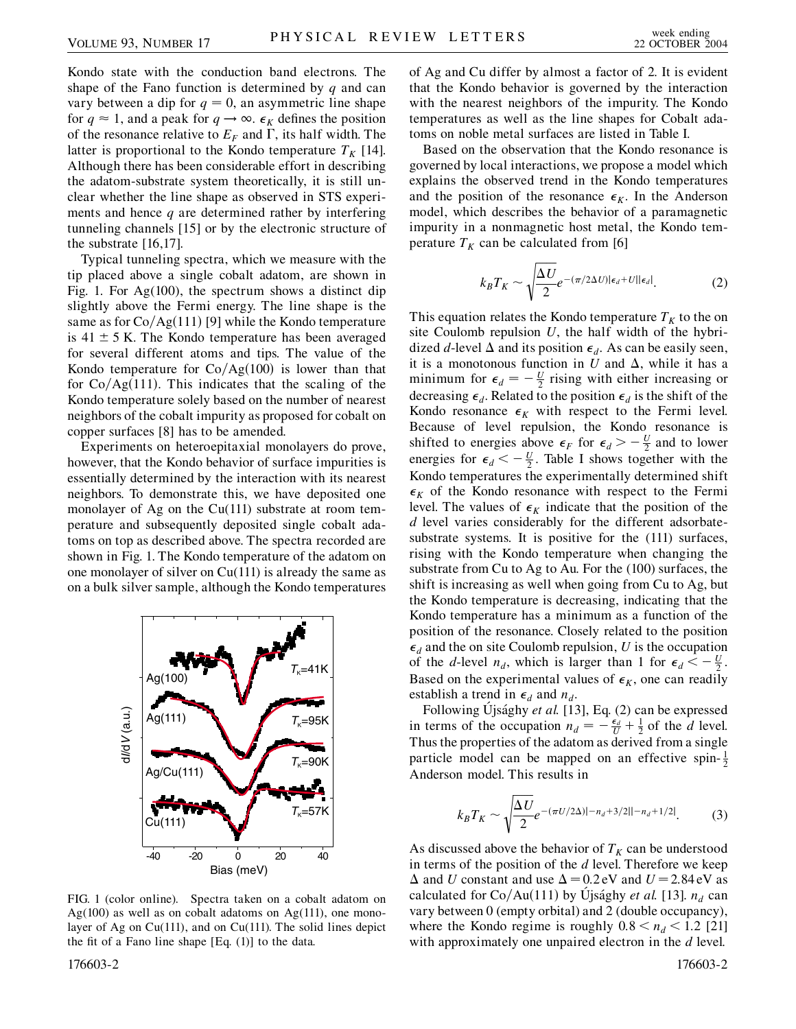Kondo state with the conduction band electrons. The shape of the Fano function is determined by $q$ and can vary between a dip for $q = 0$, an asymmetric line shape for $q \approx 1$, and a peak for $q \to \infty$. $\epsilon_K$ defines the position of the resonance relative to $E_F$ and $\Gamma$, its half width. The latter is proportional to the Kondo temperature $T_K$ [14]. Although there has been considerable effort in describing the adatom-substrate system theoretically, it is still unclear whether the line shape as observed in STS experiments and hence $q$ are determined rather by interfering tunneling channels [15] or by the electronic structure of the substrate [16,17].

Typical tunneling spectra, which we measure with the tip placed above a single cobalt adatom, are shown in Fig. 1. For Ag(100), the spectrum shows a distinct dip slightly above the Fermi energy. The line shape is the same as for Co/Ag(111) [9] while the Kondo temperature is $41 \pm 5$ K. The Kondo temperature has been averaged for several different atoms and tips. The value of the Kondo temperature for Co/Ag(100) is lower than that for Co/Ag(111). This indicates that the scaling of the Kondo temperature solely based on the number of nearest neighbors of the cobalt impurity as proposed for cobalt on copper surfaces [8] has to be amended.

Experiments on heteroepitaxial monolayers do prove, however, that the Kondo behavior of surface impurities is essentially determined by the interaction with its nearest neighbors. To demonstrate this, we have deposited one monolayer of Ag on the Cu(111) substrate at room temperature and subsequently deposited single cobalt adatoms on top as described above. The spectra recorded are shown in Fig. 1. The Kondo temperature of the adatom on one monolayer of silver on Cu(111) is already the same as on a bulk silver sample, although the Kondo temperatures of Ag and Cu differ by almost a factor of 2. It is evident that the Kondo behavior is governed by the interaction with the nearest neighbors of the impurity. The Kondo temperatures as well as the line shapes for Cobalt adatoms on noble metal surfaces are listed in Table I.

FIG. 1 (color online). Spectra taken on a cobalt adatom on Ag(100) as well as on cobalt adatoms on Ag(111), one monolayer of Ag on Cu(111), and on Cu(111). The solid lines depict the fit of a Fano line shape [Eq. (1)] to the data.

Based on the observation that the Kondo resonance is governed by local interactions, we propose a model which explains the observed trend in the Kondo temperatures and the position of the resonance $\epsilon_K$. In the Anderson model, which describes the behavior of a paramagnetic impurity in a nonmagnetic host metal, the Kondo temperature $T_K$ can be calculated from [6]

$$k_B T_K \sim \sqrt{\frac{\Delta U}{2}} e^{-(\pi/2\Delta U)|\epsilon_d + U||\epsilon_d|}. \tag{2}$$

This equation relates the Kondo temperature $T_K$ to the on site Coulomb repulsion $U$, the half width of the hybridized $d$-level $\Delta$ and its position $\epsilon_d$. As can be easily seen, it is a monotonous function in $U$ and $\Delta$, while it has a minimum for $\epsilon_d = -\frac{U}{2}$ rising with either increasing or decreasing $\epsilon_d$. Related to the position $\epsilon_d$ is the shift of the Kondo resonance $\epsilon_K$ with respect to the Fermi level. Because of level repulsion, the Kondo resonance is shifted to energies above $\epsilon_F$ for $\epsilon_d > -\frac{U}{2}$ and to lower energies for $\epsilon_d < -\frac{U}{2}$. Table I shows together with the Kondo temperatures the experimentally determined shift $\epsilon_K$ of the Kondo resonance with respect to the Fermi level. The values of $\epsilon_K$ indicate that the position of the $d$ level varies considerably for the different adsorbate-substrate systems. It is positive for the (111) surfaces, rising with the Kondo temperature when changing the substrate from Cu to Ag to Au. For the (100) surfaces, the shift is increasing as well when going from Cu to Ag, but the Kondo temperature is decreasing, indicating that the Kondo temperature has a minimum as a function of the position of the resonance. Closely related to the position $\epsilon_d$ and the on site Coulomb repulsion, $U$ is the occupation of the $d$-level $n_d$, which is larger than 1 for $\epsilon_d < -\frac{U}{2}$. Based on the experimental values of $\epsilon_K$, one can readily establish a trend in $\epsilon_d$ and $n_d$.

Following Újsághy *et al.* [13], Eq. (2) can be expressed in terms of the occupation $n_d = -\frac{\epsilon_d}{U} + \frac{1}{2}$ of the $d$ level. Thus the properties of the adatom as derived from a single particle model can be mapped on an effective spin-$\frac{1}{2}$ Anderson model. This results in

$$k_B T_K \sim \sqrt{\frac{\Delta U}{2}} e^{-(\pi U/2\Delta)|-n_d+3/2||-n_d+1/2|}. \tag{3}$$

As discussed above the behavior of $T_K$ can be understood in terms of the position of the $d$ level. Therefore we keep $\Delta$ and $U$ constant and use $\Delta = 0.2$ eV and $U = 2.84$ eV as calculated for Co/Au(111) by Újsághy *et al.* [13]. $n_d$ can vary between 0 (empty orbital) and 2 (double occupancy), where the Kondo regime is roughly $0.8 < n_d < 1.2$ [21] with approximately one unpaired electron in the $d$ level.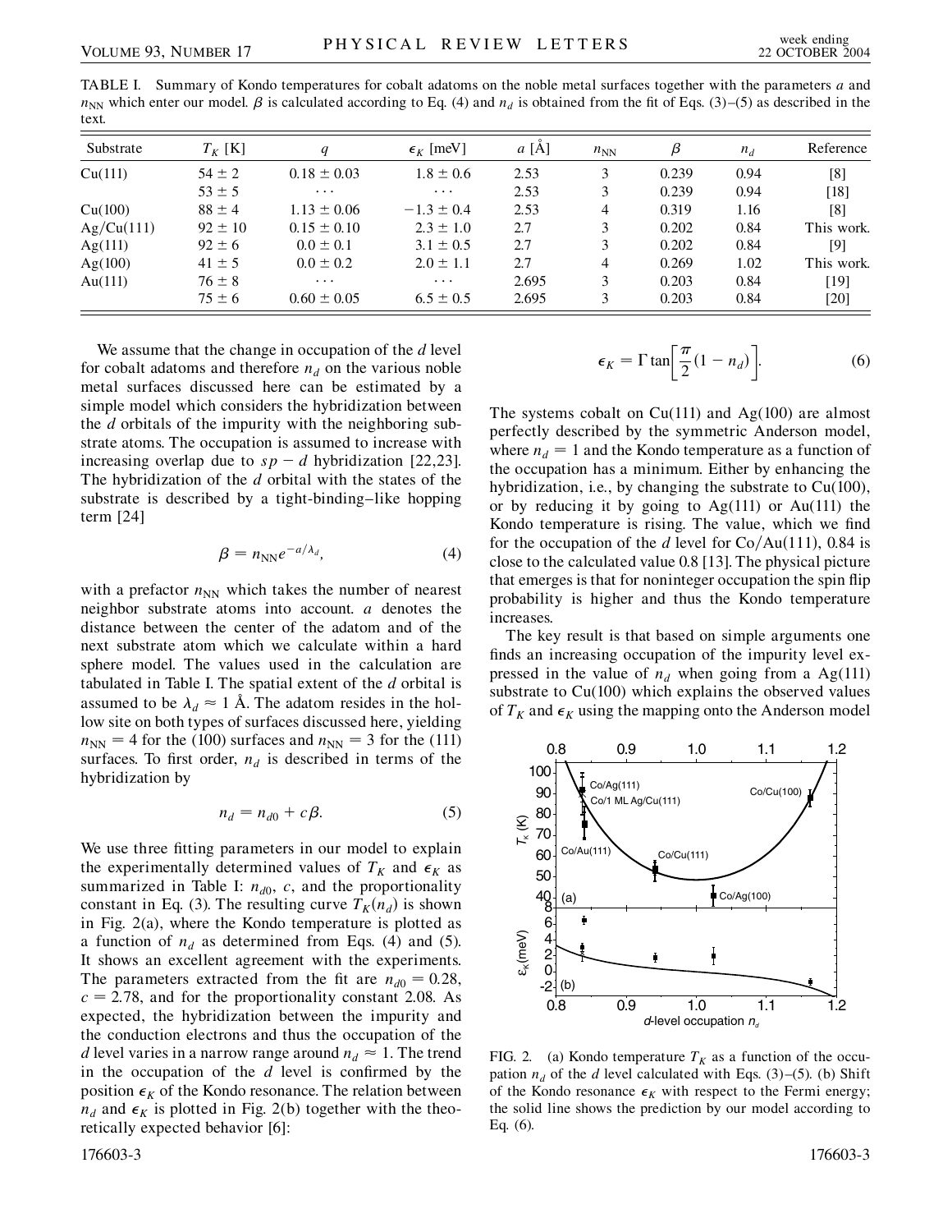TABLE I. Summary of Kondo temperatures for cobalt adatoms on the noble metal surfaces together with the parameters $a$ and $n_{\rm NN}$ which enter our model. $\beta$ is calculated according to Eq. (4) and $n_d$ is obtained from the fit of Eqs. (3)–(5) as described in the text.

| Substrate | $T_K$ [K] | $q$ | $\epsilon_K$ [meV] | $a$ [Å] | $n_{\rm NN}$ | $\beta$ | $n_d$ | Reference |
|---|---|---|---|---|---|---|---|---|
| Cu(111) | $54 \pm 2$ | $0.18 \pm 0.03$ | $1.8 \pm 0.6$ | 2.53 | 3 | 0.239 | 0.94 | [8] |
| | $53 \pm 5$ | ··· | ··· | 2.53 | 3 | 0.239 | 0.94 | [18] |
| Cu(100) | $88 \pm 4$ | $1.13 \pm 0.06$ | $-1.3 \pm 0.4$ | 2.53 | 4 | 0.319 | 1.16 | [8] |
| Ag/Cu(111) | $92 \pm 10$ | $0.15 \pm 0.10$ | $2.3 \pm 1.0$ | 2.7 | 3 | 0.202 | 0.84 | This work. |
| Ag(111) | $92 \pm 6$ | $0.0 \pm 0.1$ | $3.1 \pm 0.5$ | 2.7 | 3 | 0.202 | 0.84 | [9] |
| Ag(100) | $41 \pm 5$ | $0.0 \pm 0.2$ | $2.0 \pm 1.1$ | 2.7 | 4 | 0.269 | 1.02 | This work. |
| Au(111) | $76 \pm 8$ | ··· | ··· | 2.695 | 3 | 0.203 | 0.84 | [19] |
| | $75 \pm 6$ | $0.60 \pm 0.05$ | $6.5 \pm 0.5$ | 2.695 | 3 | 0.203 | 0.84 | [20] |

We assume that the change in occupation of the $d$ level for cobalt adatoms and therefore $n_d$ on the various noble metal surfaces discussed here can be estimated by a simple model which considers the hybridization between the $d$ orbitals of the impurity with the neighboring substrate atoms. The occupation is assumed to increase with increasing overlap due to $sp-d$ hybridization [22,23]. The hybridization of the $d$ orbital with the states of the substrate is described by a tight-binding–like hopping term [24]

$$\beta = n_{\rm NN} e^{-a/\lambda_d}, \tag{4}$$

with a prefactor $n_{\rm NN}$ which takes the number of nearest neighbor substrate atoms into account. $a$ denotes the distance between the center of the adatom and of the next substrate atom which we calculate within a hard sphere model. The values used in the calculation are tabulated in Table I. The spatial extent of the $d$ orbital is assumed to be $\lambda_d \approx 1$ Å. The adatom resides in the hollow site on both types of surfaces discussed here, yielding $n_{\rm NN} = 4$ for the (100) surfaces and $n_{\rm NN} = 3$ for the (111) surfaces. To first order, $n_d$ is described in terms of the hybridization by

$$n_d = n_{d0} + c\beta. \tag{5}$$

We use three fitting parameters in our model to explain the experimentally determined values of $T_K$ and $\epsilon_K$ as summarized in Table I: $n_{d0}$, $c$, and the proportionality constant in Eq. (3). The resulting curve $T_K(n_d)$ is shown in Fig. 2(a), where the Kondo temperature is plotted as a function of $n_d$ as determined from Eqs. (4) and (5). It shows an excellent agreement with the experiments. The parameters extracted from the fit are $n_{d0} = 0.28$, $c = 2.78$, and for the proportionality constant 2.08. As expected, the hybridization between the impurity and the conduction electrons and thus the occupation of the $d$ level varies in a narrow range around $n_d \approx 1$. The trend in the occupation of the $d$ level is confirmed by the position $\epsilon_K$ of the Kondo resonance. The relation between $n_d$ and $\epsilon_K$ is plotted in Fig. 2(b) together with the theoretically expected behavior [6]:

$$\epsilon_K = \Gamma \tan\left[\frac{\pi}{2}(1 - n_d)\right]. \tag{6}$$

The systems cobalt on Cu(111) and Ag(100) are almost perfectly described by the symmetric Anderson model, where $n_d = 1$ and the Kondo temperature as a function of the occupation has a minimum. Either by enhancing the hybridization, i.e., by changing the substrate to Cu(100), or by reducing it by going to Ag(111) or Au(111) the Kondo temperature is rising. The value, which we find for the occupation of the $d$ level for Co/Au(111), 0.84 is close to the calculated value 0.8 [13]. The physical picture that emerges is that for noninteger occupation the spin flip probability is higher and thus the Kondo temperature increases.

The key result is that based on simple arguments one finds an increasing occupation of the impurity level expressed in the value of $n_d$ when going from a Ag(111) substrate to Cu(100) which explains the observed values of $T_K$ and $\epsilon_K$ using the mapping onto the Anderson model

FIG. 2. (a) Kondo temperature $T_K$ as a function of the occupation $n_d$ of the $d$ level calculated with Eqs. (3)–(5). (b) Shift of the Kondo resonance $\epsilon_K$ with respect to the Fermi energy; the solid line shows the prediction by our model according to Eq. (6).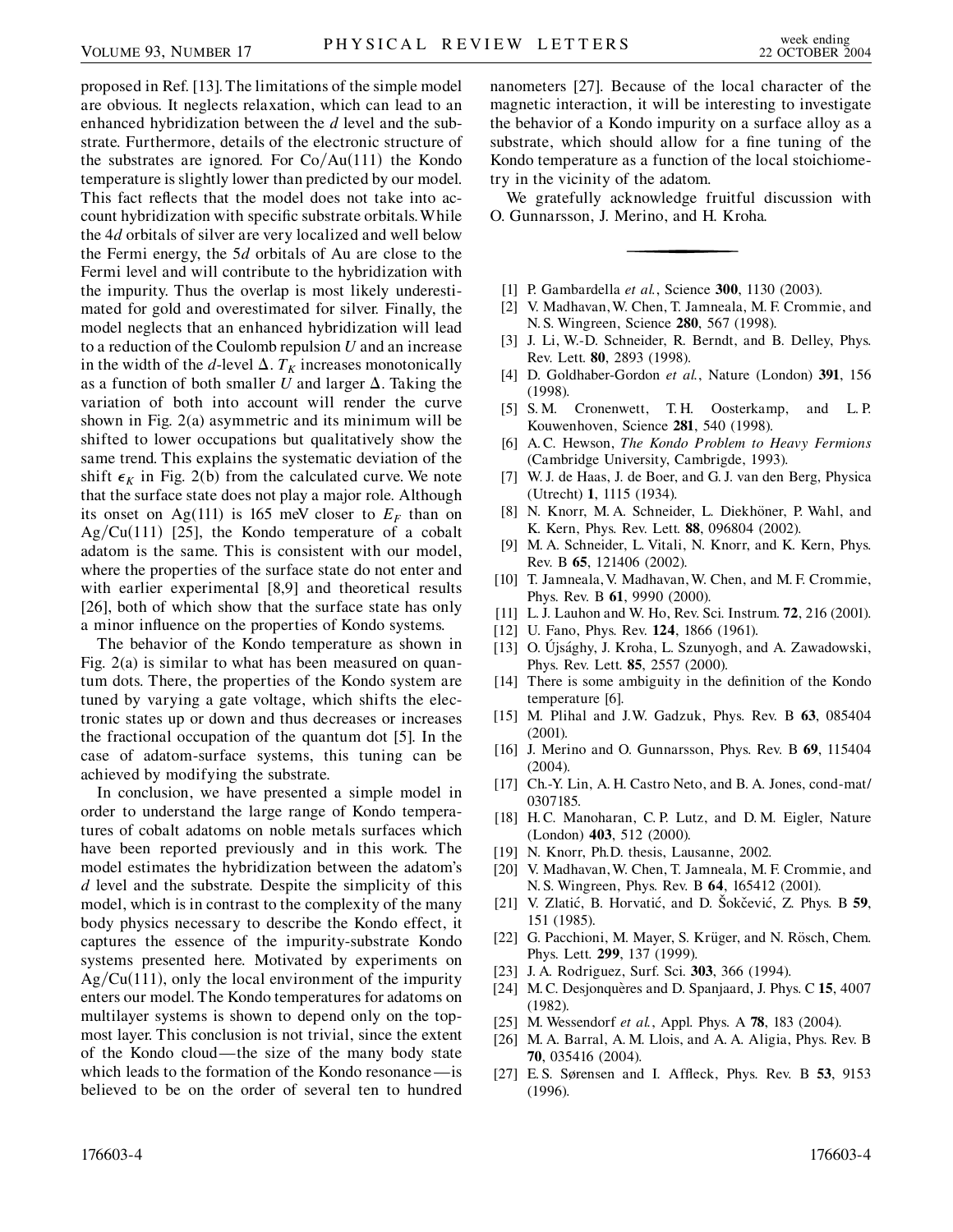proposed in Ref. [13]. The limitations of the simple model are obvious. It neglects relaxation, which can lead to an enhanced hybridization between the $d$ level and the substrate. Furthermore, details of the electronic structure of the substrates are ignored. For Co/Au(111) the Kondo temperature is slightly lower than predicted by our model. This fact reflects that the model does not take into account hybridization with specific substrate orbitals. While the 4$d$ orbitals of silver are very localized and well below the Fermi energy, the 5$d$ orbitals of Au are close to the Fermi level and will contribute to the hybridization with the impurity. Thus the overlap is most likely underestimated for gold and overestimated for silver. Finally, the model neglects that an enhanced hybridization will lead to a reduction of the Coulomb repulsion $U$ and an increase in the width of the $d$-level $\Delta$. $T_K$ increases monotonically as a function of both smaller $U$ and larger $\Delta$. Taking the variation of both into account will render the curve shown in Fig. 2(a) asymmetric and its minimum will be shifted to lower occupations but qualitatively show the same trend. This explains the systematic deviation of the shift $\epsilon_K$ in Fig. 2(b) from the calculated curve. We note that the surface state does not play a major role. Although its onset on Ag(111) is 165 meV closer to $E_F$ than on Ag/Cu(111) [25], the Kondo temperature of a cobalt adatom is the same. This is consistent with our model, where the properties of the surface state do not enter and with earlier experimental [8,9] and theoretical results [26], both of which show that the surface state has only a minor influence on the properties of Kondo systems.

The behavior of the Kondo temperature as shown in Fig. 2(a) is similar to what has been measured on quantum dots. There, the properties of the Kondo system are tuned by varying a gate voltage, which shifts the electronic states up or down and thus decreases or increases the fractional occupation of the quantum dot [5]. In the case of adatom-surface systems, this tuning can be achieved by modifying the substrate.

In conclusion, we have presented a simple model in order to understand the large range of Kondo temperatures of cobalt adatoms on noble metals surfaces which have been reported previously and in this work. The model estimates the hybridization between the adatom's $d$ level and the substrate. Despite the simplicity of this model, which is in contrast to the complexity of the many body physics necessary to describe the Kondo effect, it captures the essence of the impurity-substrate Kondo systems presented here. Motivated by experiments on Ag/Cu(111), only the local environment of the impurity enters our model. The Kondo temperatures for adatoms on multilayer systems is shown to depend only on the topmost layer. This conclusion is not trivial, since the extent of the Kondo cloud—the size of the many body state which leads to the formation of the Kondo resonance—is believed to be on the order of several ten to hundred nanometers [27]. Because of the local character of the magnetic interaction, it will be interesting to investigate the behavior of a Kondo impurity on a surface alloy as a substrate, which should allow for a fine tuning of the Kondo temperature as a function of the local stoichiometry in the vicinity of the adatom.

We gratefully acknowledge fruitful discussion with O. Gunnarsson, J. Merino, and H. Kroha.

---

[1] P. Gambardella *et al.*, Science **300**, 1130 (2003).

[2] V. Madhavan, W. Chen, T. Jamneala, M. F. Crommie, and N. S. Wingreen, Science **280**, 567 (1998).

[3] J. Li, W.-D. Schneider, R. Berndt, and B. Delley, Phys. Rev. Lett. **80**, 2893 (1998).

[4] D. Goldhaber-Gordon *et al.*, Nature (London) **391**, 156 (1998).

[5] S. M. Cronenwett, T. H. Oosterkamp, and L. P. Kouwenhoven, Science **281**, 540 (1998).

[6] A. C. Hewson, *The Kondo Problem to Heavy Fermions* (Cambridge University, Cambrigde, 1993).

[7] W. J. de Haas, J. de Boer, and G. J. van den Berg, Physica (Utrecht) **1**, 1115 (1934).

[8] N. Knorr, M. A. Schneider, L. Diekhöner, P. Wahl, and K. Kern, Phys. Rev. Lett. **88**, 096804 (2002).

[9] M. A. Schneider, L. Vitali, N. Knorr, and K. Kern, Phys. Rev. B **65**, 121406 (2002).

[10] T. Jamneala, V. Madhavan, W. Chen, and M. F. Crommie, Phys. Rev. B **61**, 9990 (2000).

[11] L. J. Lauhon and W. Ho, Rev. Sci. Instrum. **72**, 216 (2001).

[12] U. Fano, Phys. Rev. **124**, 1866 (1961).

[13] O. Újsághy, J. Kroha, L. Szunyogh, and A. Zawadowski, Phys. Rev. Lett. **85**, 2557 (2000).

[14] There is some ambiguity in the definition of the Kondo temperature [6].

[15] M. Plihal and J.W. Gadzuk, Phys. Rev. B **63**, 085404 (2001).

[16] J. Merino and O. Gunnarsson, Phys. Rev. B **69**, 115404 (2004).

[17] Ch.-Y. Lin, A. H. Castro Neto, and B. A. Jones, cond-mat/0307185.

[18] H. C. Manoharan, C. P. Lutz, and D. M. Eigler, Nature (London) **403**, 512 (2000).

[19] N. Knorr, Ph.D. thesis, Lausanne, 2002.

[20] V. Madhavan, W. Chen, T. Jamneala, M. F. Crommie, and N. S. Wingreen, Phys. Rev. B **64**, 165412 (2001).

[21] V. Zlatić, B. Horvatić, and D. Šokčević, Z. Phys. B **59**, 151 (1985).

[22] G. Pacchioni, M. Mayer, S. Krüger, and N. Rösch, Chem. Phys. Lett. **299**, 137 (1999).

[23] J. A. Rodriguez, Surf. Sci. **303**, 366 (1994).

[24] M. C. Desjonquères and D. Spanjaard, J. Phys. C **15**, 4007 (1982).

[25] M. Wessendorf *et al.*, Appl. Phys. A **78**, 183 (2004).

[26] M. A. Barral, A. M. Llois, and A. A. Aligia, Phys. Rev. B **70**, 035416 (2004).

[27] E. S. Sørensen and I. Affleck, Phys. Rev. B **53**, 9153 (1996).